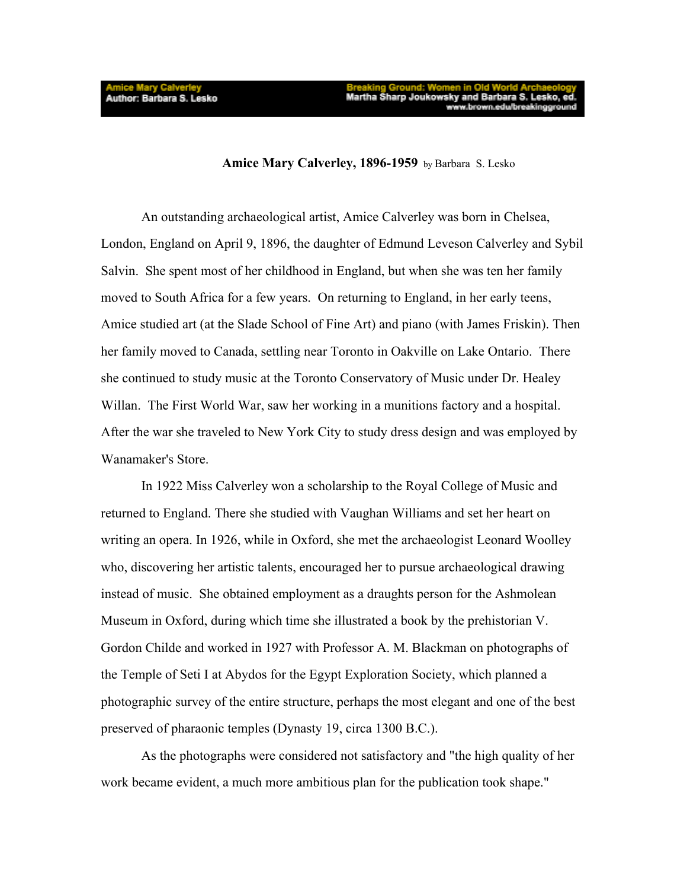# Amice Mary Calverley, 1896-1959 by Barbara S. Lesko

An outstanding archaeological artist, Amice Calverley was born in Chelsea, London, England on April 9, 1896, the daughter of Edmund Leveson Calverley and Sybil Salvin. She spent most of her childhood in England, but when she was ten her family moved to South Africa for a few years. On returning to England, in her early teens, Amice studied art (at the Slade School of Fine Art) and piano (with James Friskin). Then her family moved to Canada, settling near Toronto in Oakville on Lake Ontario. There she continued to study music at the Toronto Conservatory of Music under Dr. Healey Willan. The First World War, saw her working in a munitions factory and a hospital. After the war she traveled to New York City to study dress design and was employed by Wanamaker's Store.

In 1922 Miss Calverley won a scholarship to the Royal College of Music and returned to England. There she studied with Vaughan Williams and set her heart on writing an opera. In 1926, while in Oxford, she met the archaeologist Leonard Woolley who, discovering her artistic talents, encouraged her to pursue archaeological drawing instead of music. She obtained employment as a draughts person for the Ashmolean Museum in Oxford, during which time she illustrated a book by the prehistorian V. Gordon Childe and worked in 1927 with Professor A. M. Blackman on photographs of the Temple of Seti I at Abydos for the Egypt Exploration Society, which planned a photographic survey of the entire structure, perhaps the most elegant and one of the best preserved of pharaonic temples (Dynasty 19, circa 1300 B.C.).

As the photographs were considered not satisfactory and "the high quality of her work became evident, a much more ambitious plan for the publication took shape."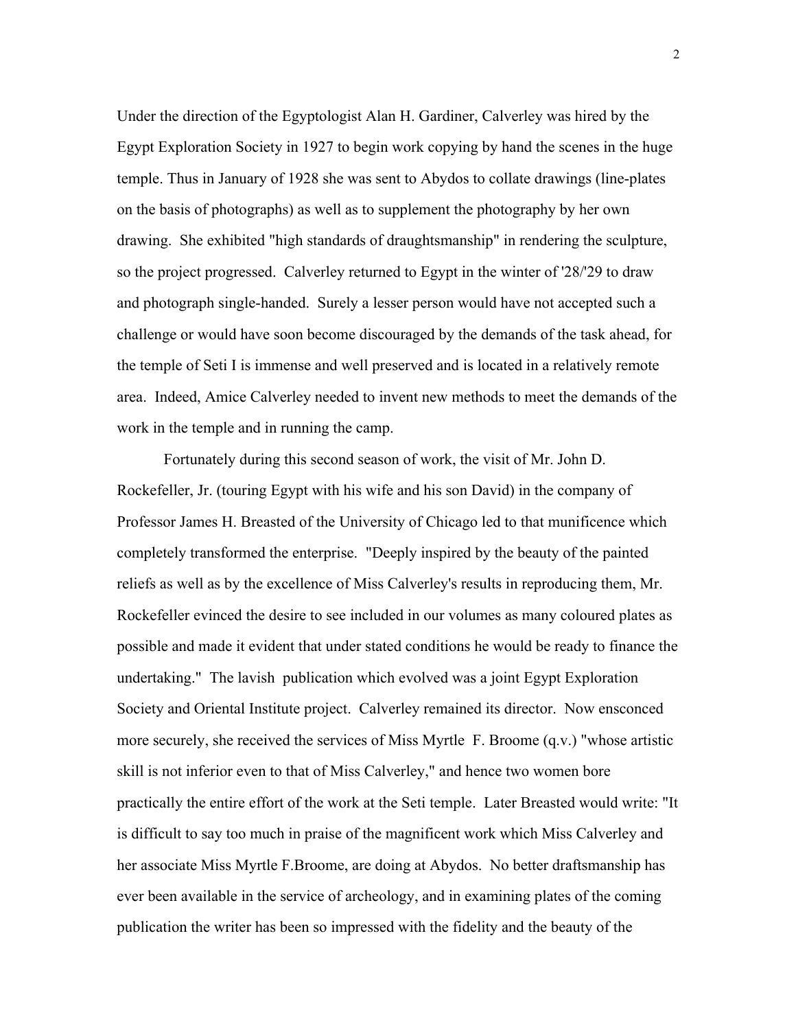Under the direction of the Egyptologist Alan H. Gardiner, Calverley was hired by the Egypt Exploration Society in 1927 to begin work copying by hand the scenes in the huge temple. Thus in January of 1928 she was sent to Abydos to collate drawings (line-plates on the basis of photographs) as well as to supplement the photography by her own drawing. She exhibited "high standards of draughtsmanship" in rendering the sculpture, so the project progressed. Calverley returned to Egypt in the winter of '28/'29 to draw and photograph single-handed. Surely a lesser person would have not accepted such a challenge or would have soon become discouraged by the demands of the task ahead, for the temple of Seti I is immense and well preserved and is located in a relatively remote area. Indeed, Amice Calverley needed to invent new methods to meet the demands of the work in the temple and in running the camp.

Fortunately during this second season of work, the visit of Mr. John D. Rockefeller, Jr. (touring Egypt with his wife and his son David) in the company of Professor James H. Breasted of the University of Chicago led to that munificence which completely transformed the enterprise. "Deeply inspired by the beauty of the painted reliefs as well as by the excellence of Miss Calverley's results in reproducing them, Mr. Rockefeller evinced the desire to see included in our volumes as many coloured plates as possible and made it evident that under stated conditions he would be ready to finance the undertaking." The lavish publication which evolved was a joint Egypt Exploration Society and Oriental Institute project. Calverley remained its director. Now ensconced more securely, she received the services of Miss Myrtle F. Broome (q.v.) "whose artistic skill is not inferior even to that of Miss Calverley," and hence two women bore practically the entire effort of the work at the Seti temple. Later Breasted would write: "It is difficult to say too much in praise of the magnificent work which Miss Calverley and her associate Miss Myrtle F.Broome, are doing at Abydos. No better draftsmanship has ever been available in the service of archeology, and in examining plates of the coming publication the writer has been so impressed with the fidelity and the beauty of the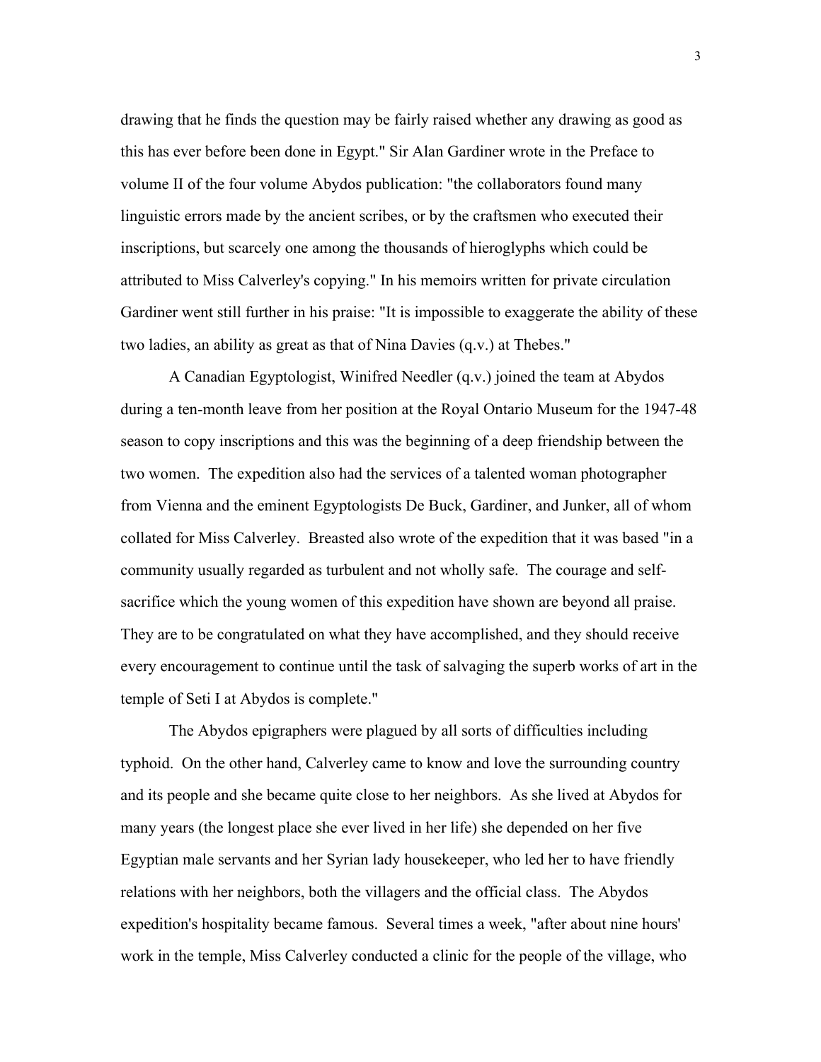drawing that he finds the question may be fairly raised whether any drawing as good as this has ever before been done in Egypt." Sir Alan Gardiner wrote in the Preface to volume II of the four volume Abydos publication: "the collaborators found many linguistic errors made by the ancient scribes, or by the craftsmen who executed their inscriptions, but scarcely one among the thousands of hieroglyphs which could be attributed to Miss Calverley's copying." In his memoirs written for private circulation Gardiner went still further in his praise: "It is impossible to exaggerate the ability of these two ladies, an ability as great as that of Nina Davies (q.v.) at Thebes."

A Canadian Egyptologist, Winifred Needler (q.v.) joined the team at Abydos during a ten-month leave from her position at the Royal Ontario Museum for the 1947-48 season to copy inscriptions and this was the beginning of a deep friendship between the two women. The expedition also had the services of a talented woman photographer from Vienna and the eminent Egyptologists De Buck, Gardiner, and Junker, all of whom collated for Miss Calverley. Breasted also wrote of the expedition that it was based "in a community usually regarded as turbulent and not wholly safe. The courage and self-sacrifice which the young women of this expedition have shown are beyond all praise. They are to be congratulated on what they have accomplished, and they should receive every encouragement to continue until the task of salvaging the superb works of art in the temple of Seti I at Abydos is complete."

The Abydos epigraphers were plagued by all sorts of difficulties including typhoid. On the other hand, Calverley came to know and love the surrounding country and its people and she became quite close to her neighbors. As she lived at Abydos for many years (the longest place she ever lived in her life) she depended on her five Egyptian male servants and her Syrian lady housekeeper, who led her to have friendly relations with her neighbors, both the villagers and the official class. The Abydos expedition's hospitality became famous. Several times a week, "after about nine hours' work in the temple, Miss Calverley conducted a clinic for the people of the village, who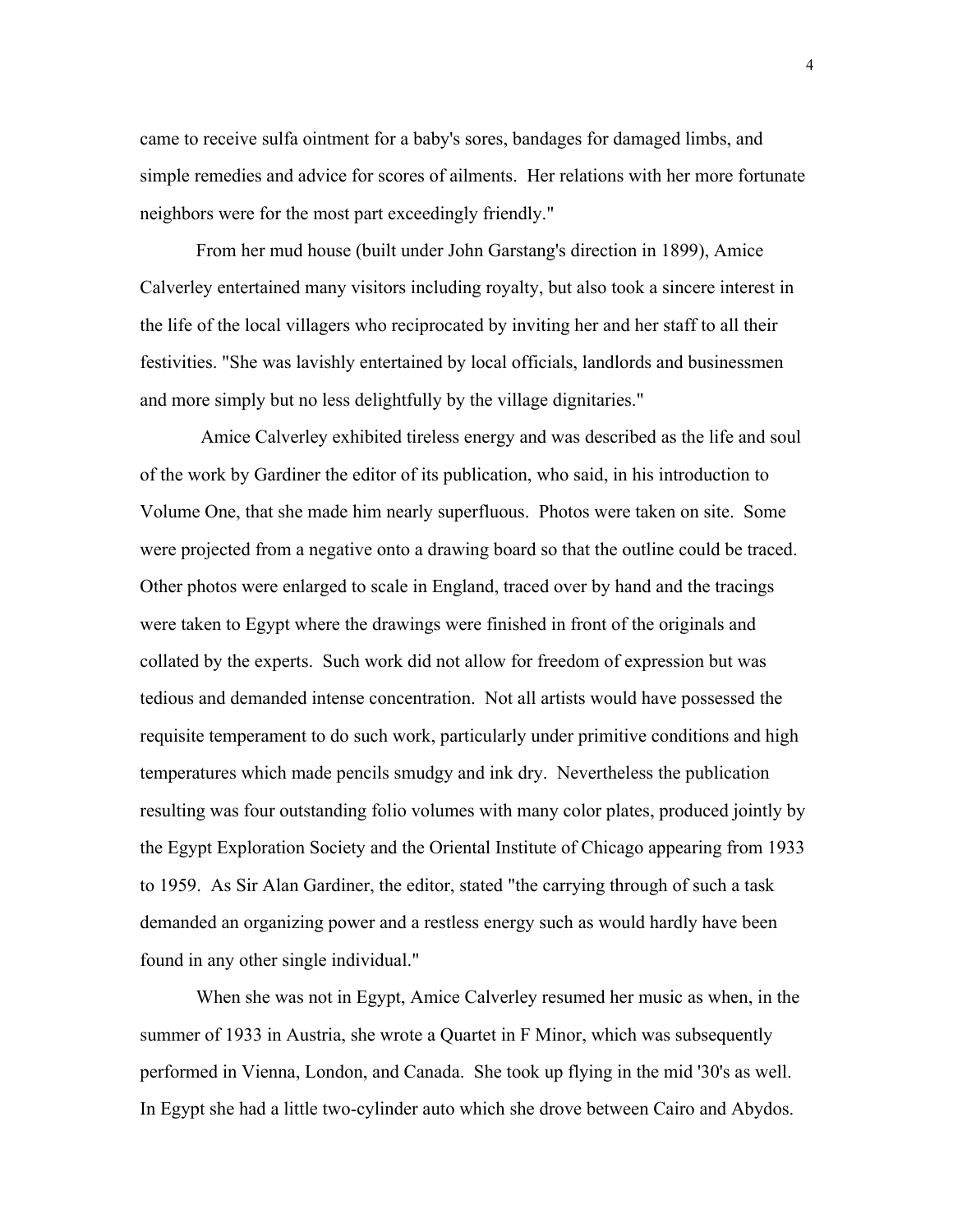came to receive sulfa ointment for a baby's sores, bandages for damaged limbs, and simple remedies and advice for scores of ailments. Her relations with her more fortunate neighbors were for the most part exceedingly friendly."

From her mud house (built under John Garstang's direction in 1899), Amice Calverley entertained many visitors including royalty, but also took a sincere interest in the life of the local villagers who reciprocated by inviting her and her staff to all their festivities. "She was lavishly entertained by local officials, landlords and businessmen and more simply but no less delightfully by the village dignitaries."

Amice Calverley exhibited tireless energy and was described as the life and soul of the work by Gardiner the editor of its publication, who said, in his introduction to Volume One, that she made him nearly superfluous. Photos were taken on site. Some were projected from a negative onto a drawing board so that the outline could be traced. Other photos were enlarged to scale in England, traced over by hand and the tracings were taken to Egypt where the drawings were finished in front of the originals and collated by the experts. Such work did not allow for freedom of expression but was tedious and demanded intense concentration. Not all artists would have possessed the requisite temperament to do such work, particularly under primitive conditions and high temperatures which made pencils smudgy and ink dry. Nevertheless the publication resulting was four outstanding folio volumes with many color plates, produced jointly by the Egypt Exploration Society and the Oriental Institute of Chicago appearing from 1933 to 1959. As Sir Alan Gardiner, the editor, stated "the carrying through of such a task demanded an organizing power and a restless energy such as would hardly have been found in any other single individual."

When she was not in Egypt, Amice Calverley resumed her music as when, in the summer of 1933 in Austria, she wrote a Quartet in F Minor, which was subsequently performed in Vienna, London, and Canada. She took up flying in the mid '30's as well. In Egypt she had a little two-cylinder auto which she drove between Cairo and Abydos.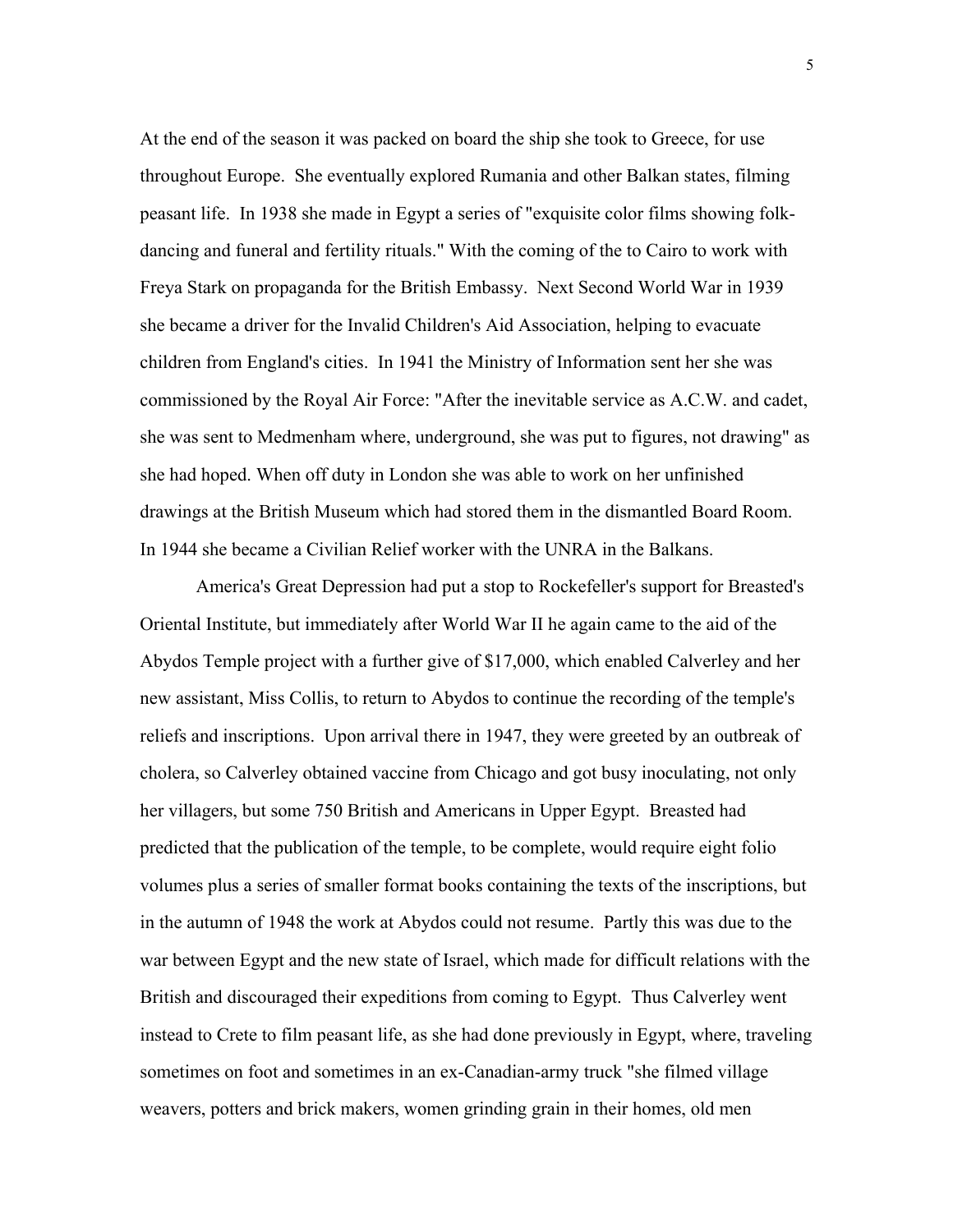At the end of the season it was packed on board the ship she took to Greece, for use throughout Europe. She eventually explored Rumania and other Balkan states, filming peasant life. In 1938 she made in Egypt a series of "exquisite color films showing folk-dancing and funeral and fertility rituals." With the coming of the to Cairo to work with Freya Stark on propaganda for the British Embassy. Next Second World War in 1939 she became a driver for the Invalid Children's Aid Association, helping to evacuate children from England's cities. In 1941 the Ministry of Information sent her she was commissioned by the Royal Air Force: "After the inevitable service as A.C.W. and cadet, she was sent to Medmenham where, underground, she was put to figures, not drawing" as she had hoped. When off duty in London she was able to work on her unfinished drawings at the British Museum which had stored them in the dismantled Board Room. In 1944 she became a Civilian Relief worker with the UNRA in the Balkans.

America's Great Depression had put a stop to Rockefeller's support for Breasted's Oriental Institute, but immediately after World War II he again came to the aid of the Abydos Temple project with a further give of $17,000, which enabled Calverley and her new assistant, Miss Collis, to return to Abydos to continue the recording of the temple's reliefs and inscriptions. Upon arrival there in 1947, they were greeted by an outbreak of cholera, so Calverley obtained vaccine from Chicago and got busy inoculating, not only her villagers, but some 750 British and Americans in Upper Egypt. Breasted had predicted that the publication of the temple, to be complete, would require eight folio volumes plus a series of smaller format books containing the texts of the inscriptions, but in the autumn of 1948 the work at Abydos could not resume. Partly this was due to the war between Egypt and the new state of Israel, which made for difficult relations with the British and discouraged their expeditions from coming to Egypt. Thus Calverley went instead to Crete to film peasant life, as she had done previously in Egypt, where, traveling sometimes on foot and sometimes in an ex-Canadian-army truck "she filmed village weavers, potters and brick makers, women grinding grain in their homes, old men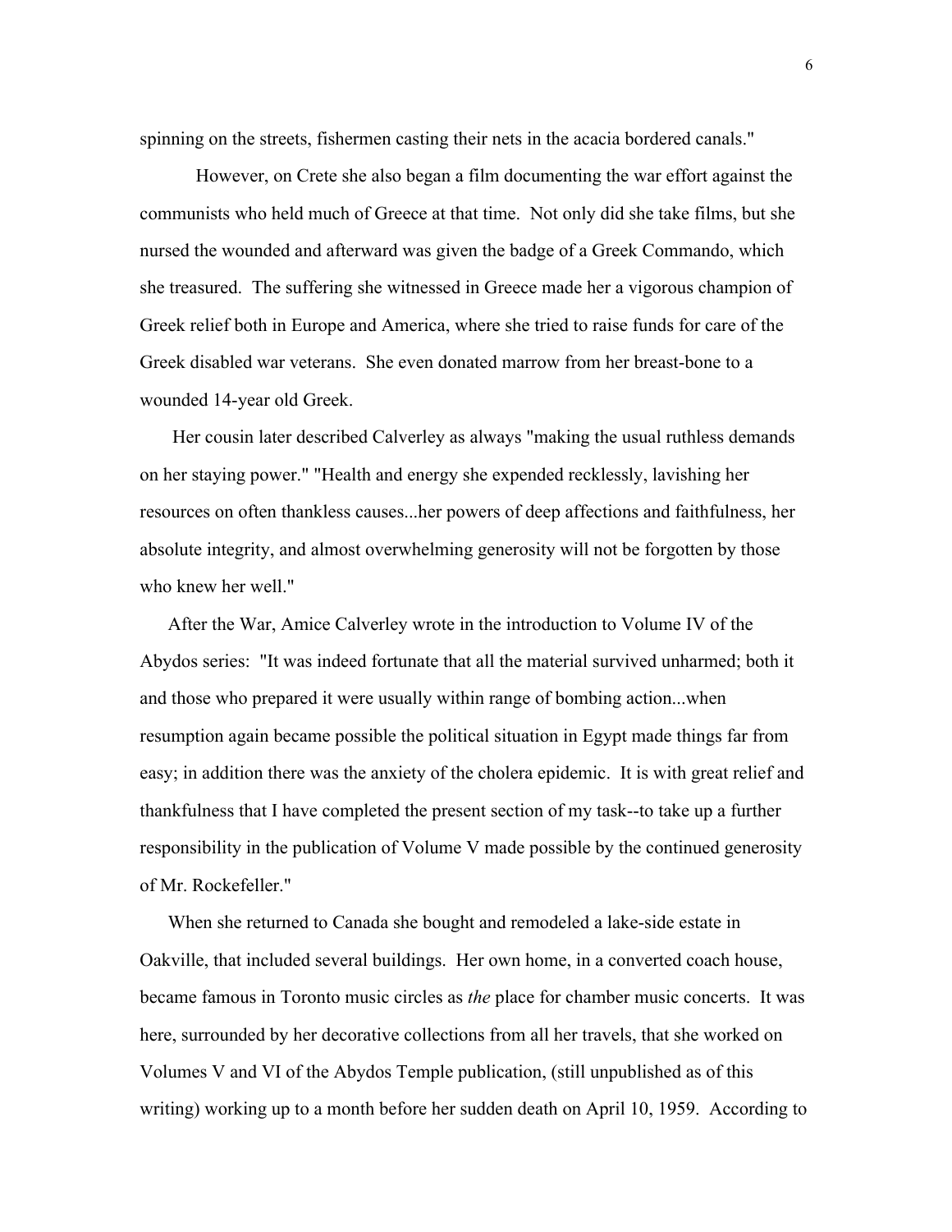spinning on the streets, fishermen casting their nets in the acacia bordered canals."

However, on Crete she also began a film documenting the war effort against the communists who held much of Greece at that time. Not only did she take films, but she nursed the wounded and afterward was given the badge of a Greek Commando, which she treasured. The suffering she witnessed in Greece made her a vigorous champion of Greek relief both in Europe and America, where she tried to raise funds for care of the Greek disabled war veterans. She even donated marrow from her breast-bone to a wounded 14-year old Greek.

Her cousin later described Calverley as always "making the usual ruthless demands on her staying power." "Health and energy she expended recklessly, lavishing her resources on often thankless causes...her powers of deep affections and faithfulness, her absolute integrity, and almost overwhelming generosity will not be forgotten by those who knew her well."

After the War, Amice Calverley wrote in the introduction to Volume IV of the Abydos series: "It was indeed fortunate that all the material survived unharmed; both it and those who prepared it were usually within range of bombing action...when resumption again became possible the political situation in Egypt made things far from easy; in addition there was the anxiety of the cholera epidemic. It is with great relief and thankfulness that I have completed the present section of my task--to take up a further responsibility in the publication of Volume V made possible by the continued generosity of Mr. Rockefeller."

When she returned to Canada she bought and remodeled a lake-side estate in Oakville, that included several buildings. Her own home, in a converted coach house, became famous in Toronto music circles as *the* place for chamber music concerts. It was here, surrounded by her decorative collections from all her travels, that she worked on Volumes V and VI of the Abydos Temple publication, (still unpublished as of this writing) working up to a month before her sudden death on April 10, 1959. According to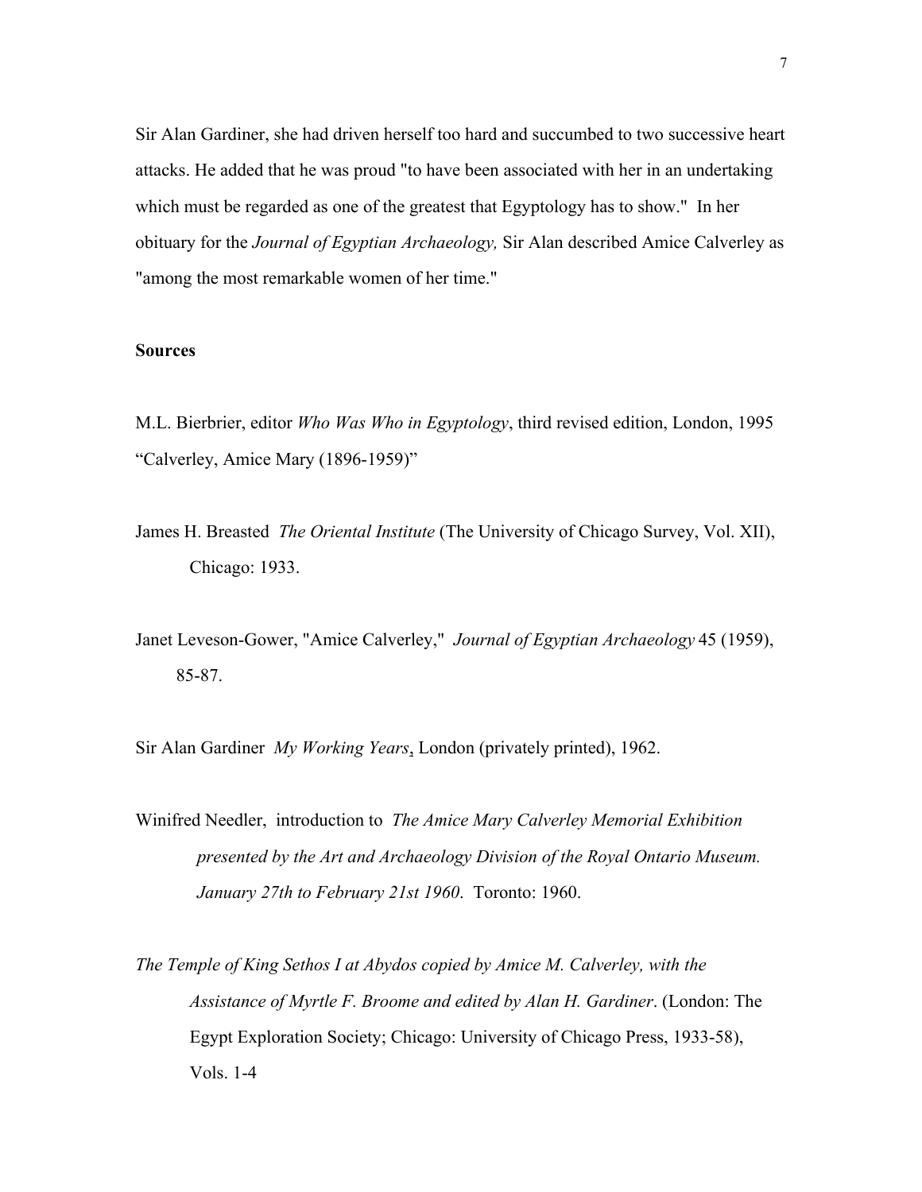Sir Alan Gardiner, she had driven herself too hard and succumbed to two successive heart attacks. He added that he was proud "to have been associated with her in an undertaking which must be regarded as one of the greatest that Egyptology has to show." In her obituary for the *Journal of Egyptian Archaeology,* Sir Alan described Amice Calverley as "among the most remarkable women of her time."

**Sources**

M.L. Bierbrier, editor *Who Was Who in Egyptology*, third revised edition, London, 1995 "Calverley, Amice Mary (1896-1959)"

James H. Breasted *The Oriental Institute* (The University of Chicago Survey, Vol. XII), Chicago: 1933.

Janet Leveson-Gower, "Amice Calverley," *Journal of Egyptian Archaeology* 45 (1959), 85-87.

Sir Alan Gardiner *My Working Years*, London (privately printed), 1962.

Winifred Needler, introduction to *The Amice Mary Calverley Memorial Exhibition presented by the Art and Archaeology Division of the Royal Ontario Museum. January 27th to February 21st 1960*. Toronto: 1960.

*The Temple of King Sethos I at Abydos copied by Amice M. Calverley, with the Assistance of Myrtle F. Broome and edited by Alan H. Gardiner*. (London: The Egypt Exploration Society; Chicago: University of Chicago Press, 1933-58), Vols. 1-4